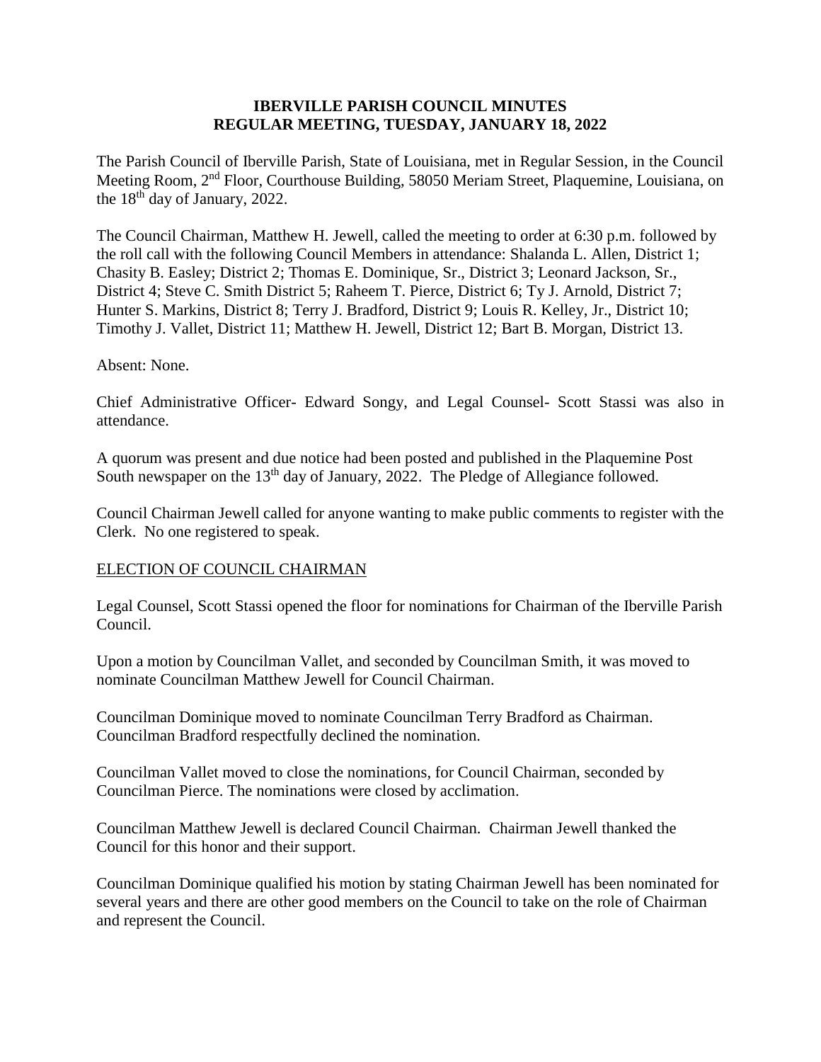**IBERVILLE PARISH COUNCIL MINUTES**
**REGULAR MEETING, TUESDAY, JANUARY 18, 2022**

The Parish Council of Iberville Parish, State of Louisiana, met in Regular Session, in the Council Meeting Room, 2nd Floor, Courthouse Building, 58050 Meriam Street, Plaquemine, Louisiana, on the 18th day of January, 2022.

The Council Chairman, Matthew H. Jewell, called the meeting to order at 6:30 p.m. followed by the roll call with the following Council Members in attendance: Shalanda L. Allen, District 1; Chasity B. Easley; District 2; Thomas E. Dominique, Sr., District 3; Leonard Jackson, Sr., District 4; Steve C. Smith District 5; Raheem T. Pierce, District 6; Ty J. Arnold, District 7; Hunter S. Markins, District 8; Terry J. Bradford, District 9; Louis R. Kelley, Jr., District 10; Timothy J. Vallet, District 11; Matthew H. Jewell, District 12; Bart B. Morgan, District 13.

Absent: None.

Chief Administrative Officer- Edward Songy, and Legal Counsel- Scott Stassi was also in attendance.

A quorum was present and due notice had been posted and published in the Plaquemine Post South newspaper on the 13th day of January, 2022. The Pledge of Allegiance followed.

Council Chairman Jewell called for anyone wanting to make public comments to register with the Clerk. No one registered to speak.

ELECTION OF COUNCIL CHAIRMAN

Legal Counsel, Scott Stassi opened the floor for nominations for Chairman of the Iberville Parish Council.

Upon a motion by Councilman Vallet, and seconded by Councilman Smith, it was moved to nominate Councilman Matthew Jewell for Council Chairman.

Councilman Dominique moved to nominate Councilman Terry Bradford as Chairman. Councilman Bradford respectfully declined the nomination.

Councilman Vallet moved to close the nominations, for Council Chairman, seconded by Councilman Pierce. The nominations were closed by acclimation.

Councilman Matthew Jewell is declared Council Chairman. Chairman Jewell thanked the Council for this honor and their support.

Councilman Dominique qualified his motion by stating Chairman Jewell has been nominated for several years and there are other good members on the Council to take on the role of Chairman and represent the Council.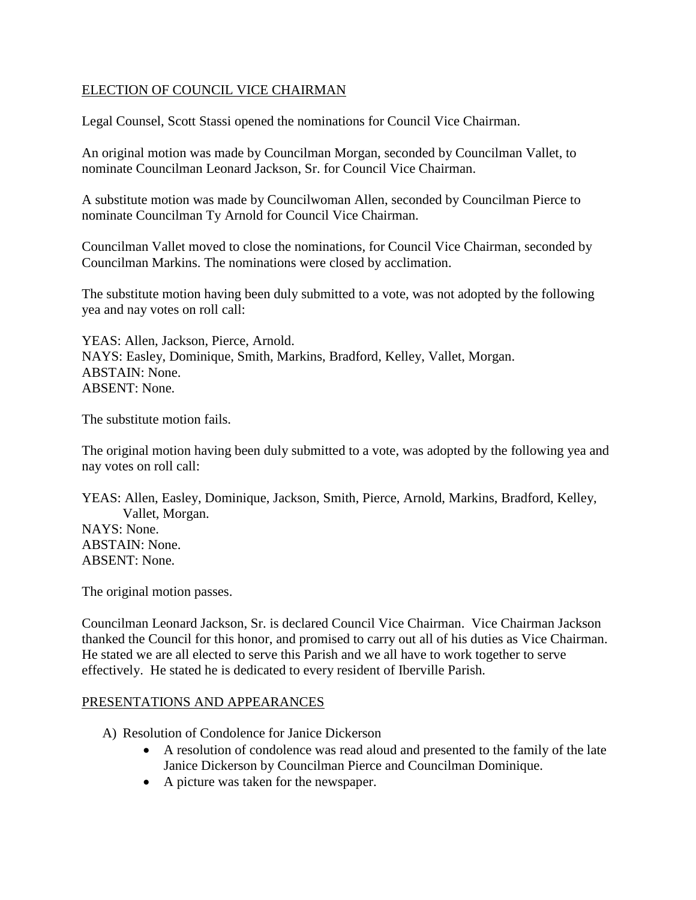ELECTION OF COUNCIL VICE CHAIRMAN

Legal Counsel, Scott Stassi opened the nominations for Council Vice Chairman.

An original motion was made by Councilman Morgan, seconded by Councilman Vallet, to nominate Councilman Leonard Jackson, Sr. for Council Vice Chairman.

A substitute motion was made by Councilwoman Allen, seconded by Councilman Pierce to nominate Councilman Ty Arnold for Council Vice Chairman.

Councilman Vallet moved to close the nominations, for Council Vice Chairman, seconded by Councilman Markins. The nominations were closed by acclimation.

The substitute motion having been duly submitted to a vote, was not adopted by the following yea and nay votes on roll call:

YEAS: Allen, Jackson, Pierce, Arnold.
NAYS: Easley, Dominique, Smith, Markins, Bradford, Kelley, Vallet, Morgan.
ABSTAIN: None.
ABSENT: None.

The substitute motion fails.

The original motion having been duly submitted to a vote, was adopted by the following yea and nay votes on roll call:

YEAS: Allen, Easley, Dominique, Jackson, Smith, Pierce, Arnold, Markins, Bradford, Kelley, Vallet, Morgan.
NAYS: None.
ABSTAIN: None.
ABSENT: None.

The original motion passes.

Councilman Leonard Jackson, Sr. is declared Council Vice Chairman. Vice Chairman Jackson thanked the Council for this honor, and promised to carry out all of his duties as Vice Chairman. He stated we are all elected to serve this Parish and we all have to work together to serve effectively. He stated he is dedicated to every resident of Iberville Parish.

PRESENTATIONS AND APPEARANCES

A) Resolution of Condolence for Janice Dickerson
   - A resolution of condolence was read aloud and presented to the family of the late Janice Dickerson by Councilman Pierce and Councilman Dominique.
   - A picture was taken for the newspaper.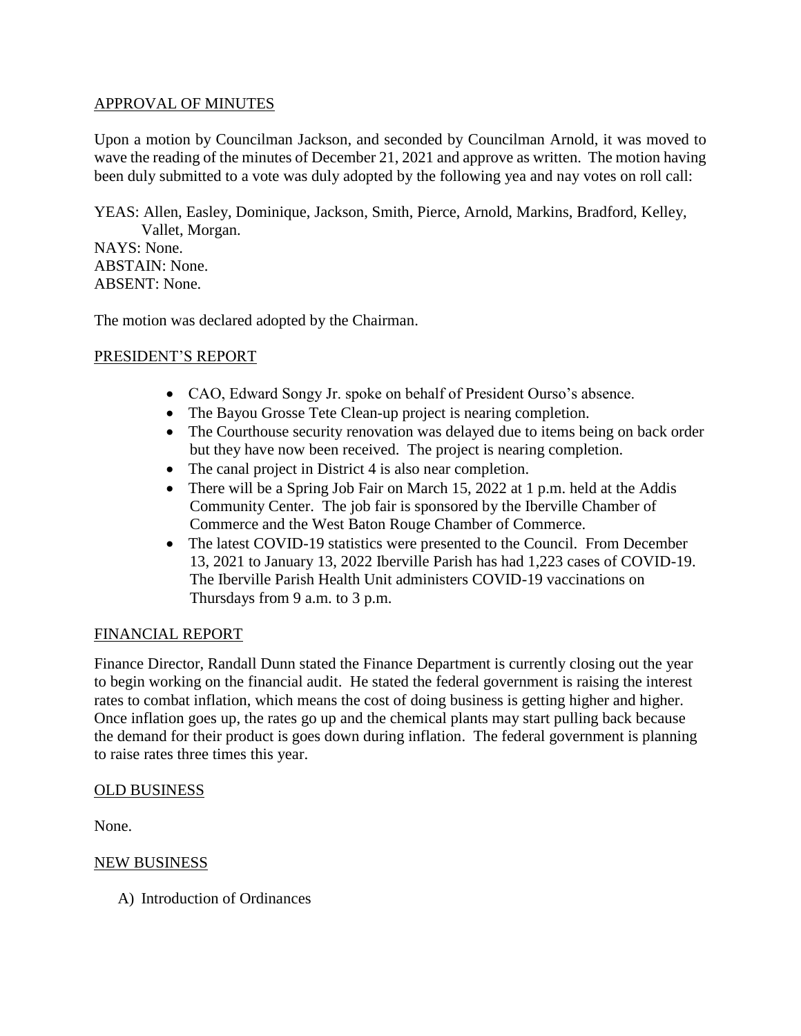## APPROVAL OF MINUTES

Upon a motion by Councilman Jackson, and seconded by Councilman Arnold, it was moved to wave the reading of the minutes of December 21, 2021 and approve as written. The motion having been duly submitted to a vote was duly adopted by the following yea and nay votes on roll call:

YEAS: Allen, Easley, Dominique, Jackson, Smith, Pierce, Arnold, Markins, Bradford, Kelley, Vallet, Morgan.
NAYS: None.
ABSTAIN: None.
ABSENT: None.

The motion was declared adopted by the Chairman.

## PRESIDENT'S REPORT

- CAO, Edward Songy Jr. spoke on behalf of President Ourso's absence.
- The Bayou Grosse Tete Clean-up project is nearing completion.
- The Courthouse security renovation was delayed due to items being on back order but they have now been received. The project is nearing completion.
- The canal project in District 4 is also near completion.
- There will be a Spring Job Fair on March 15, 2022 at 1 p.m. held at the Addis Community Center. The job fair is sponsored by the Iberville Chamber of Commerce and the West Baton Rouge Chamber of Commerce.
- The latest COVID-19 statistics were presented to the Council. From December 13, 2021 to January 13, 2022 Iberville Parish has had 1,223 cases of COVID-19. The Iberville Parish Health Unit administers COVID-19 vaccinations on Thursdays from 9 a.m. to 3 p.m.

## FINANCIAL REPORT

Finance Director, Randall Dunn stated the Finance Department is currently closing out the year to begin working on the financial audit. He stated the federal government is raising the interest rates to combat inflation, which means the cost of doing business is getting higher and higher. Once inflation goes up, the rates go up and the chemical plants may start pulling back because the demand for their product is goes down during inflation. The federal government is planning to raise rates three times this year.

## OLD BUSINESS

None.

## NEW BUSINESS

A) Introduction of Ordinances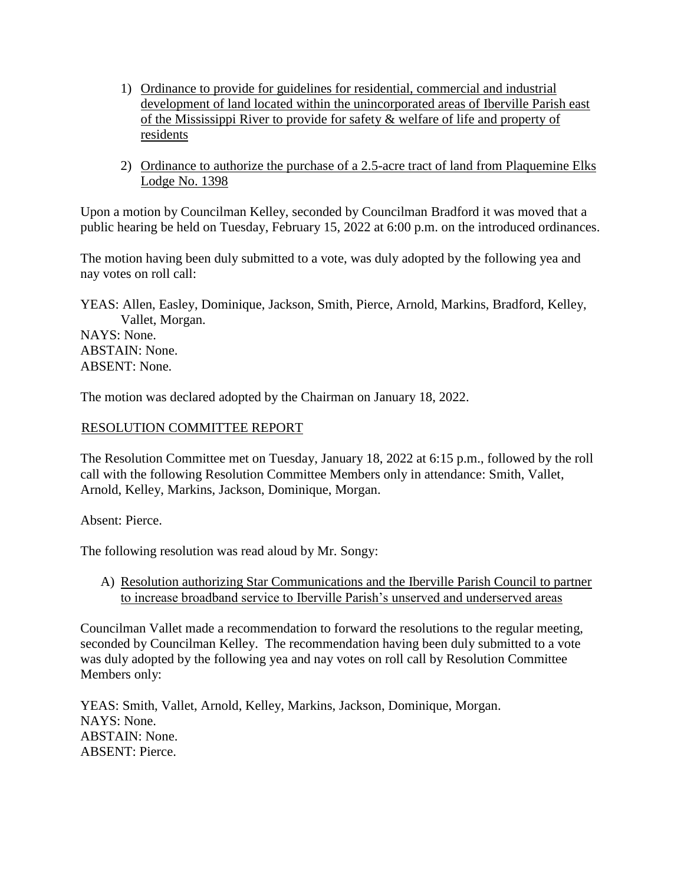1) <u>Ordinance to provide for guidelines for residential, commercial and industrial development of land located within the unincorporated areas of Iberville Parish east of the Mississippi River to provide for safety & welfare of life and property of residents</u>

2) <u>Ordinance to authorize the purchase of a 2.5-acre tract of land from Plaquemine Elks Lodge No. 1398</u>

Upon a motion by Councilman Kelley, seconded by Councilman Bradford it was moved that a public hearing be held on Tuesday, February 15, 2022 at 6:00 p.m. on the introduced ordinances.

The motion having been duly submitted to a vote, was duly adopted by the following yea and nay votes on roll call:

YEAS: Allen, Easley, Dominique, Jackson, Smith, Pierce, Arnold, Markins, Bradford, Kelley, Vallet, Morgan.
NAYS: None.
ABSTAIN: None.
ABSENT: None.

The motion was declared adopted by the Chairman on January 18, 2022.

<u>RESOLUTION COMMITTEE REPORT</u>

The Resolution Committee met on Tuesday, January 18, 2022 at 6:15 p.m., followed by the roll call with the following Resolution Committee Members only in attendance: Smith, Vallet, Arnold, Kelley, Markins, Jackson, Dominique, Morgan.

Absent: Pierce.

The following resolution was read aloud by Mr. Songy:

A) <u>Resolution authorizing Star Communications and the Iberville Parish Council to partner to increase broadband service to Iberville Parish's unserved and underserved areas</u>

Councilman Vallet made a recommendation to forward the resolutions to the regular meeting, seconded by Councilman Kelley. The recommendation having been duly submitted to a vote was duly adopted by the following yea and nay votes on roll call by Resolution Committee Members only:

YEAS: Smith, Vallet, Arnold, Kelley, Markins, Jackson, Dominique, Morgan.
NAYS: None.
ABSTAIN: None.
ABSENT: Pierce.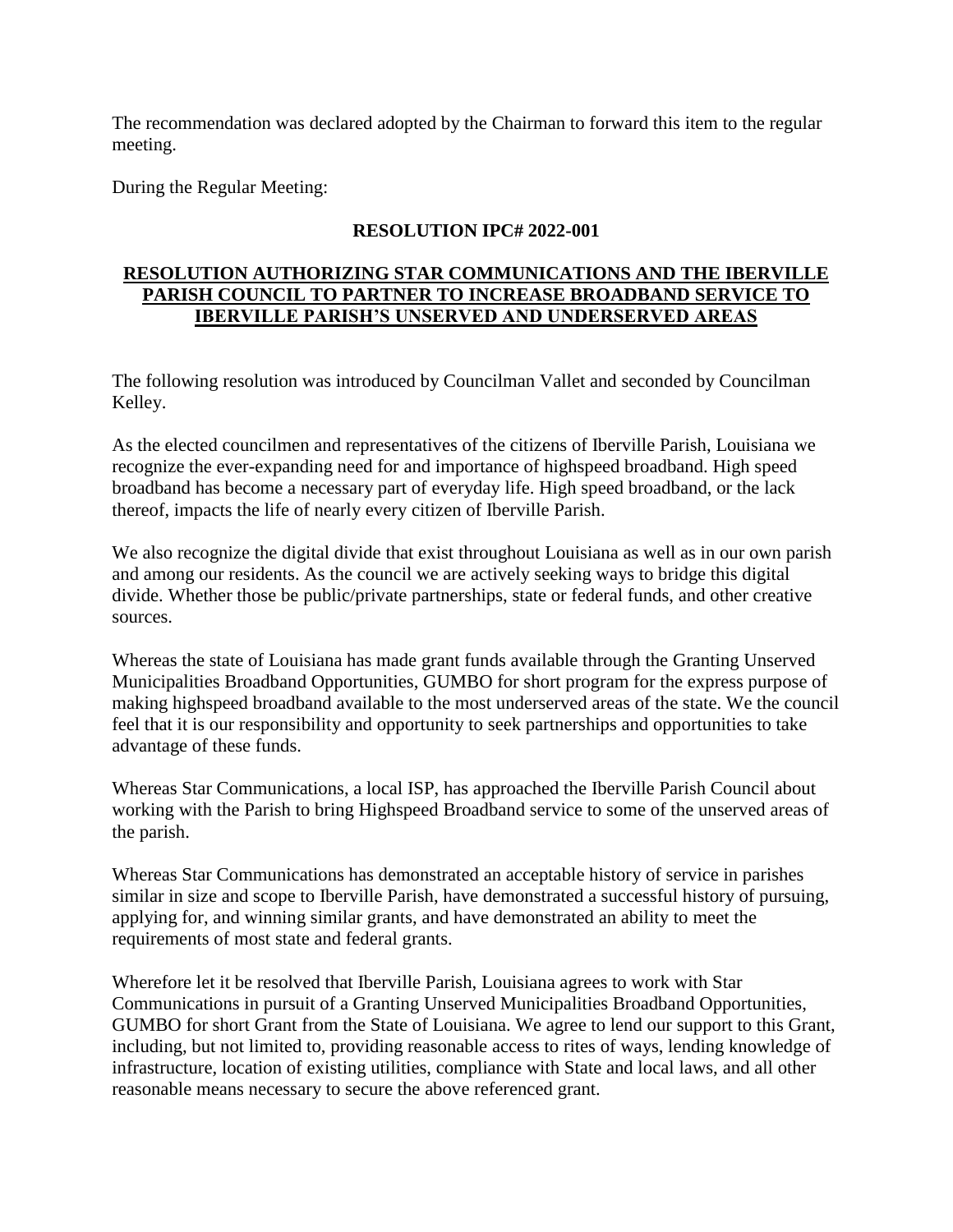The recommendation was declared adopted by the Chairman to forward this item to the regular meeting.

During the Regular Meeting:

**RESOLUTION IPC# 2022-001**

**RESOLUTION AUTHORIZING STAR COMMUNICATIONS AND THE IBERVILLE PARISH COUNCIL TO PARTNER TO INCREASE BROADBAND SERVICE TO IBERVILLE PARISH'S UNSERVED AND UNDERSERVED AREAS**

The following resolution was introduced by Councilman Vallet and seconded by Councilman Kelley.

As the elected councilmen and representatives of the citizens of Iberville Parish, Louisiana we recognize the ever-expanding need for and importance of highspeed broadband. High speed broadband has become a necessary part of everyday life. High speed broadband, or the lack thereof, impacts the life of nearly every citizen of Iberville Parish.

We also recognize the digital divide that exist throughout Louisiana as well as in our own parish and among our residents. As the council we are actively seeking ways to bridge this digital divide. Whether those be public/private partnerships, state or federal funds, and other creative sources.

Whereas the state of Louisiana has made grant funds available through the Granting Unserved Municipalities Broadband Opportunities, GUMBO for short program for the express purpose of making highspeed broadband available to the most underserved areas of the state. We the council feel that it is our responsibility and opportunity to seek partnerships and opportunities to take advantage of these funds.

Whereas Star Communications, a local ISP, has approached the Iberville Parish Council about working with the Parish to bring Highspeed Broadband service to some of the unserved areas of the parish.

Whereas Star Communications has demonstrated an acceptable history of service in parishes similar in size and scope to Iberville Parish, have demonstrated a successful history of pursuing, applying for, and winning similar grants, and have demonstrated an ability to meet the requirements of most state and federal grants.

Wherefore let it be resolved that Iberville Parish, Louisiana agrees to work with Star Communications in pursuit of a Granting Unserved Municipalities Broadband Opportunities, GUMBO for short Grant from the State of Louisiana. We agree to lend our support to this Grant, including, but not limited to, providing reasonable access to rites of ways, lending knowledge of infrastructure, location of existing utilities, compliance with State and local laws, and all other reasonable means necessary to secure the above referenced grant.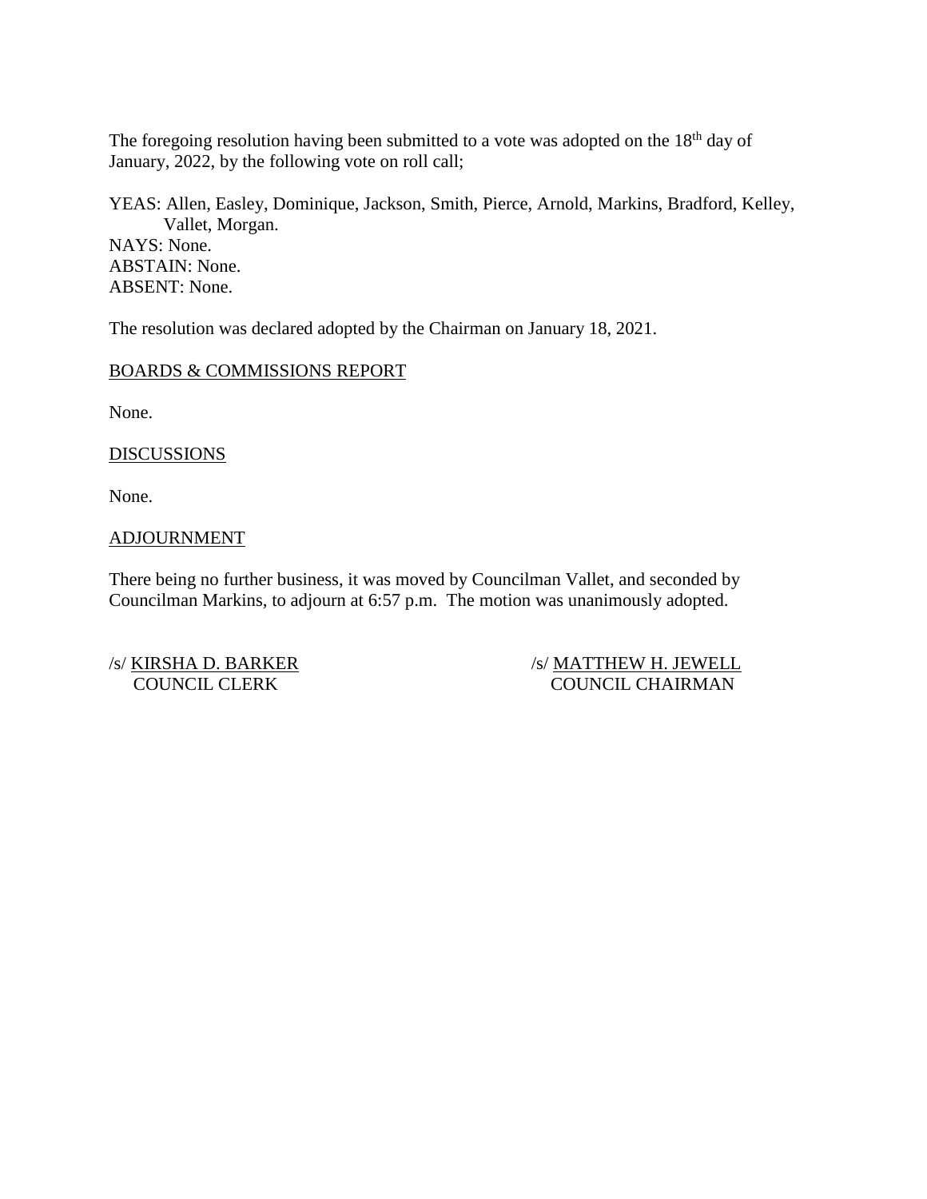The foregoing resolution having been submitted to a vote was adopted on the 18th day of January, 2022, by the following vote on roll call;

YEAS: Allen, Easley, Dominique, Jackson, Smith, Pierce, Arnold, Markins, Bradford, Kelley, Vallet, Morgan.
NAYS: None.
ABSTAIN: None.
ABSENT: None.

The resolution was declared adopted by the Chairman on January 18, 2021.

BOARDS & COMMISSIONS REPORT

None.

DISCUSSIONS

None.

ADJOURNMENT

There being no further business, it was moved by Councilman Vallet, and seconded by Councilman Markins, to adjourn at 6:57 p.m. The motion was unanimously adopted.

/s/ KIRSHA D. BARKER
COUNCIL CLERK

/s/ MATTHEW H. JEWELL
COUNCIL CHAIRMAN